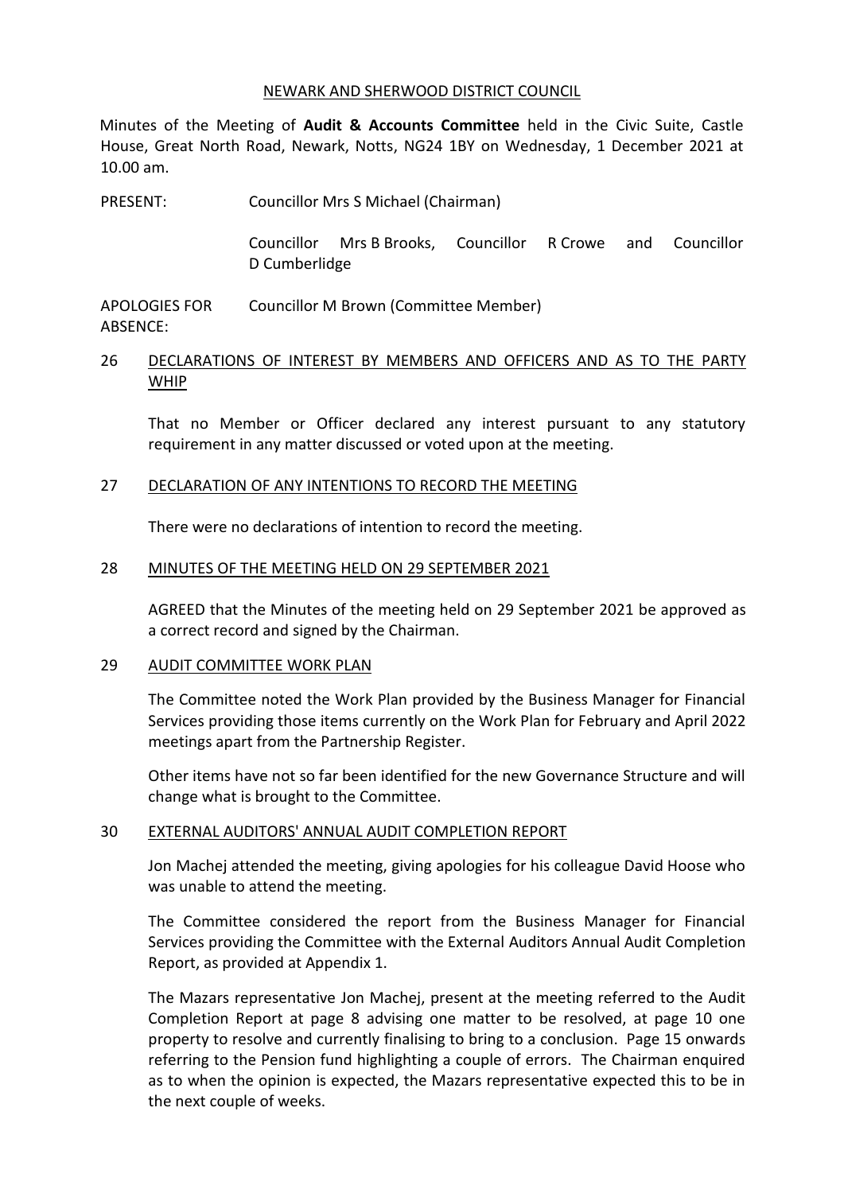NEWARK AND SHERWOOD DISTRICT COUNCIL

Minutes of the Meeting of **Audit & Accounts Committee** held in the Civic Suite, Castle House, Great North Road, Newark, Notts, NG24 1BY on Wednesday, 1 December 2021 at 10.00 am.

PRESENT: Councillor Mrs S Michael (Chairman)

Councillor Mrs B Brooks, Councillor R Crowe and Councillor D Cumberlidge

APOLOGIES FOR ABSENCE: Councillor M Brown (Committee Member)

## 26 DECLARATIONS OF INTEREST BY MEMBERS AND OFFICERS AND AS TO THE PARTY WHIP

That no Member or Officer declared any interest pursuant to any statutory requirement in any matter discussed or voted upon at the meeting.

## 27 DECLARATION OF ANY INTENTIONS TO RECORD THE MEETING

There were no declarations of intention to record the meeting.

## 28 MINUTES OF THE MEETING HELD ON 29 SEPTEMBER 2021

AGREED that the Minutes of the meeting held on 29 September 2021 be approved as a correct record and signed by the Chairman.

## 29 AUDIT COMMITTEE WORK PLAN

The Committee noted the Work Plan provided by the Business Manager for Financial Services providing those items currently on the Work Plan for February and April 2022 meetings apart from the Partnership Register.

Other items have not so far been identified for the new Governance Structure and will change what is brought to the Committee.

## 30 EXTERNAL AUDITORS' ANNUAL AUDIT COMPLETION REPORT

Jon Machej attended the meeting, giving apologies for his colleague David Hoose who was unable to attend the meeting.

The Committee considered the report from the Business Manager for Financial Services providing the Committee with the External Auditors Annual Audit Completion Report, as provided at Appendix 1.

The Mazars representative Jon Machej, present at the meeting referred to the Audit Completion Report at page 8 advising one matter to be resolved, at page 10 one property to resolve and currently finalising to bring to a conclusion. Page 15 onwards referring to the Pension fund highlighting a couple of errors. The Chairman enquired as to when the opinion is expected, the Mazars representative expected this to be in the next couple of weeks.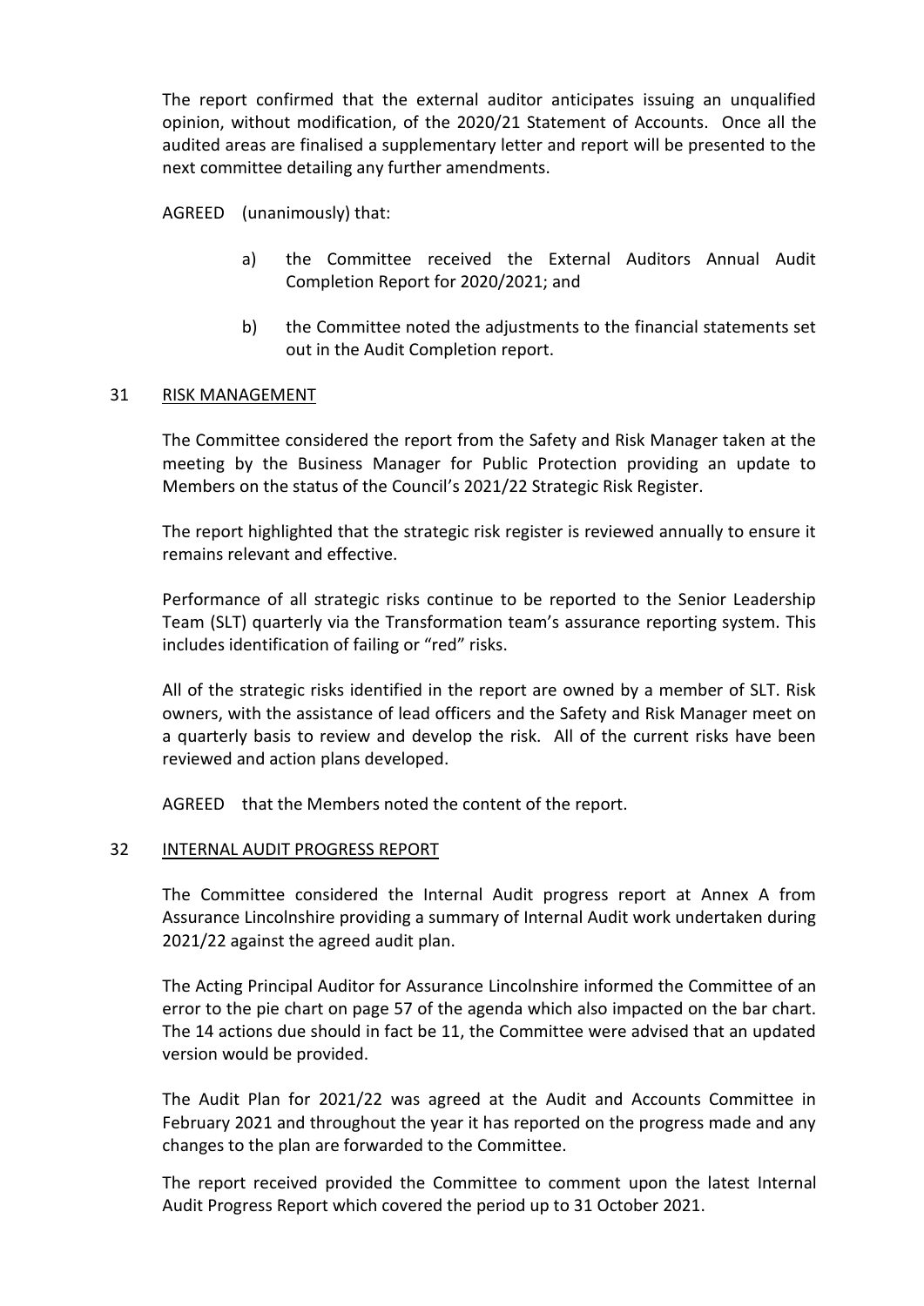The report confirmed that the external auditor anticipates issuing an unqualified opinion, without modification, of the 2020/21 Statement of Accounts. Once all the audited areas are finalised a supplementary letter and report will be presented to the next committee detailing any further amendments.

AGREED (unanimously) that:

a) the Committee received the External Auditors Annual Audit Completion Report for 2020/2021; and

b) the Committee noted the adjustments to the financial statements set out in the Audit Completion report.

## 31 RISK MANAGEMENT

The Committee considered the report from the Safety and Risk Manager taken at the meeting by the Business Manager for Public Protection providing an update to Members on the status of the Council's 2021/22 Strategic Risk Register.

The report highlighted that the strategic risk register is reviewed annually to ensure it remains relevant and effective.

Performance of all strategic risks continue to be reported to the Senior Leadership Team (SLT) quarterly via the Transformation team's assurance reporting system. This includes identification of failing or "red" risks.

All of the strategic risks identified in the report are owned by a member of SLT. Risk owners, with the assistance of lead officers and the Safety and Risk Manager meet on a quarterly basis to review and develop the risk. All of the current risks have been reviewed and action plans developed.

AGREED that the Members noted the content of the report.

## 32 INTERNAL AUDIT PROGRESS REPORT

The Committee considered the Internal Audit progress report at Annex A from Assurance Lincolnshire providing a summary of Internal Audit work undertaken during 2021/22 against the agreed audit plan.

The Acting Principal Auditor for Assurance Lincolnshire informed the Committee of an error to the pie chart on page 57 of the agenda which also impacted on the bar chart. The 14 actions due should in fact be 11, the Committee were advised that an updated version would be provided.

The Audit Plan for 2021/22 was agreed at the Audit and Accounts Committee in February 2021 and throughout the year it has reported on the progress made and any changes to the plan are forwarded to the Committee.

The report received provided the Committee to comment upon the latest Internal Audit Progress Report which covered the period up to 31 October 2021.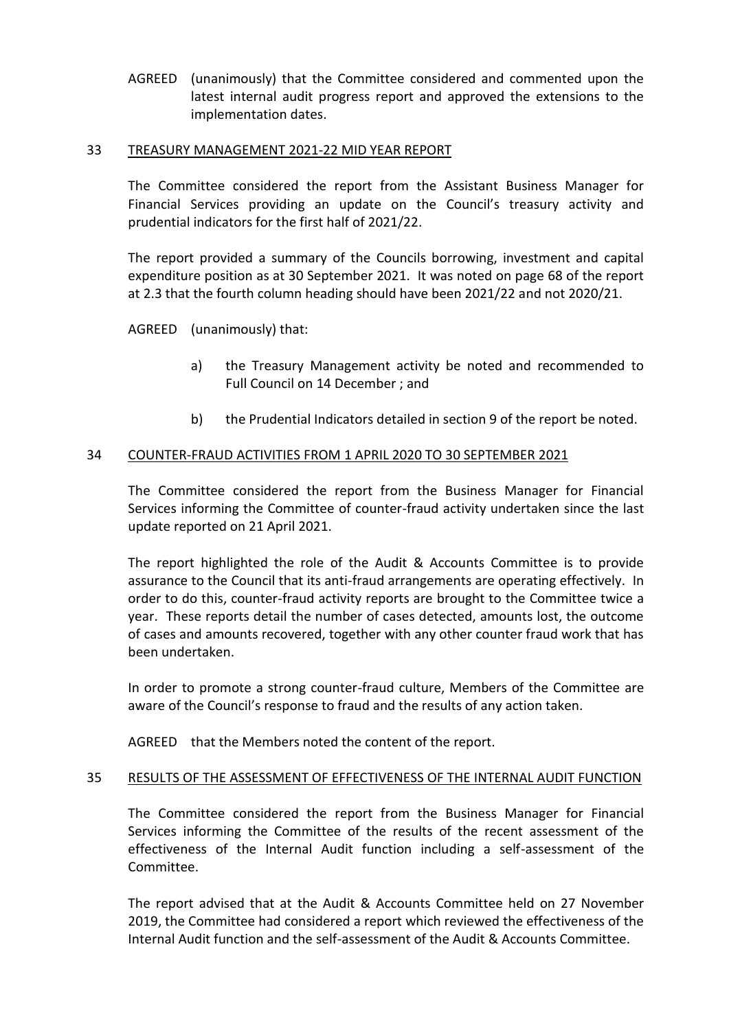AGREED (unanimously) that the Committee considered and commented upon the latest internal audit progress report and approved the extensions to the implementation dates.

## 33 TREASURY MANAGEMENT 2021-22 MID YEAR REPORT

The Committee considered the report from the Assistant Business Manager for Financial Services providing an update on the Council's treasury activity and prudential indicators for the first half of 2021/22.

The report provided a summary of the Councils borrowing, investment and capital expenditure position as at 30 September 2021. It was noted on page 68 of the report at 2.3 that the fourth column heading should have been 2021/22 and not 2020/21.

AGREED (unanimously) that:

a) the Treasury Management activity be noted and recommended to Full Council on 14 December ; and

b) the Prudential Indicators detailed in section 9 of the report be noted.

## 34 COUNTER-FRAUD ACTIVITIES FROM 1 APRIL 2020 TO 30 SEPTEMBER 2021

The Committee considered the report from the Business Manager for Financial Services informing the Committee of counter-fraud activity undertaken since the last update reported on 21 April 2021.

The report highlighted the role of the Audit & Accounts Committee is to provide assurance to the Council that its anti-fraud arrangements are operating effectively. In order to do this, counter-fraud activity reports are brought to the Committee twice a year. These reports detail the number of cases detected, amounts lost, the outcome of cases and amounts recovered, together with any other counter fraud work that has been undertaken.

In order to promote a strong counter-fraud culture, Members of the Committee are aware of the Council's response to fraud and the results of any action taken.

AGREED that the Members noted the content of the report.

## 35 RESULTS OF THE ASSESSMENT OF EFFECTIVENESS OF THE INTERNAL AUDIT FUNCTION

The Committee considered the report from the Business Manager for Financial Services informing the Committee of the results of the recent assessment of the effectiveness of the Internal Audit function including a self-assessment of the Committee.

The report advised that at the Audit & Accounts Committee held on 27 November 2019, the Committee had considered a report which reviewed the effectiveness of the Internal Audit function and the self-assessment of the Audit & Accounts Committee.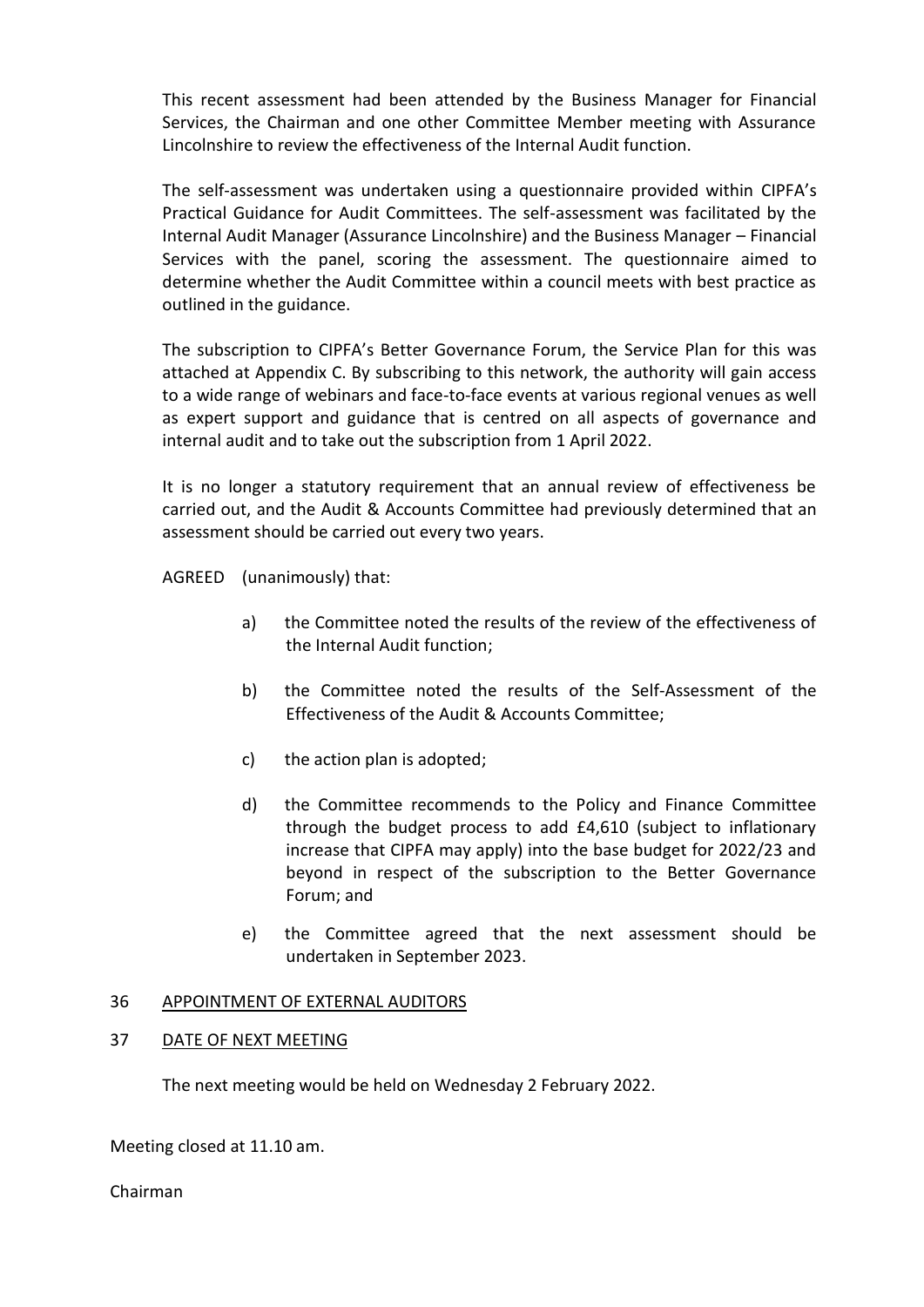This recent assessment had been attended by the Business Manager for Financial Services, the Chairman and one other Committee Member meeting with Assurance Lincolnshire to review the effectiveness of the Internal Audit function.

The self-assessment was undertaken using a questionnaire provided within CIPFA's Practical Guidance for Audit Committees. The self-assessment was facilitated by the Internal Audit Manager (Assurance Lincolnshire) and the Business Manager – Financial Services with the panel, scoring the assessment. The questionnaire aimed to determine whether the Audit Committee within a council meets with best practice as outlined in the guidance.

The subscription to CIPFA's Better Governance Forum, the Service Plan for this was attached at Appendix C. By subscribing to this network, the authority will gain access to a wide range of webinars and face-to-face events at various regional venues as well as expert support and guidance that is centred on all aspects of governance and internal audit and to take out the subscription from 1 April 2022.

It is no longer a statutory requirement that an annual review of effectiveness be carried out, and the Audit & Accounts Committee had previously determined that an assessment should be carried out every two years.

AGREED (unanimously) that:

a) the Committee noted the results of the review of the effectiveness of the Internal Audit function;

b) the Committee noted the results of the Self-Assessment of the Effectiveness of the Audit & Accounts Committee;

c) the action plan is adopted;

d) the Committee recommends to the Policy and Finance Committee through the budget process to add £4,610 (subject to inflationary increase that CIPFA may apply) into the base budget for 2022/23 and beyond in respect of the subscription to the Better Governance Forum; and

e) the Committee agreed that the next assessment should be undertaken in September 2023.

## 36 APPOINTMENT OF EXTERNAL AUDITORS

## 37 DATE OF NEXT MEETING

The next meeting would be held on Wednesday 2 February 2022.

Meeting closed at 11.10 am.

Chairman